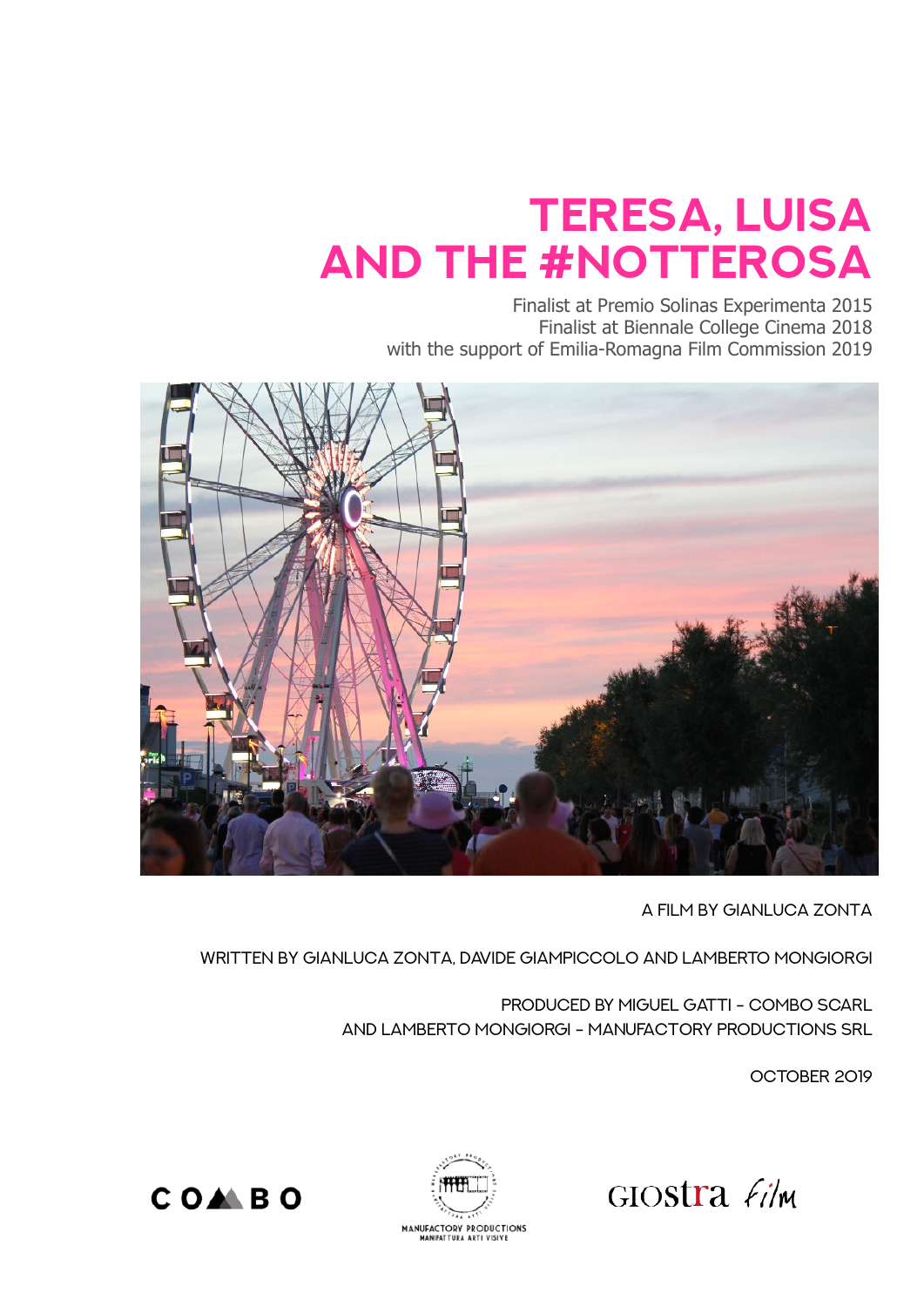# TERESA, LUISA AND THE #NOTTEROSA

Finalist at Premio Solinas Experimenta 2015
Finalist at Biennale College Cinema 2018
with the support of Emilia-Romagna Film Commission 2019

A FILM BY GIANLUCA ZONTA

WRITTEN BY GIANLUCA ZONTA, DAVIDE GIAMPICCOLO AND LAMBERTO MONGIORGI

PRODUCED BY MIGUEL GATTI - COMBO SCARL
AND LAMBERTO MONGIORGI - MANUFACTORY PRODUCTIONS SRL

OCTOBER 2019

COMBO

MANUFACTORY PRODUCTIONS
MANIFATTURA ARTI VISIVE

GIOSTRA film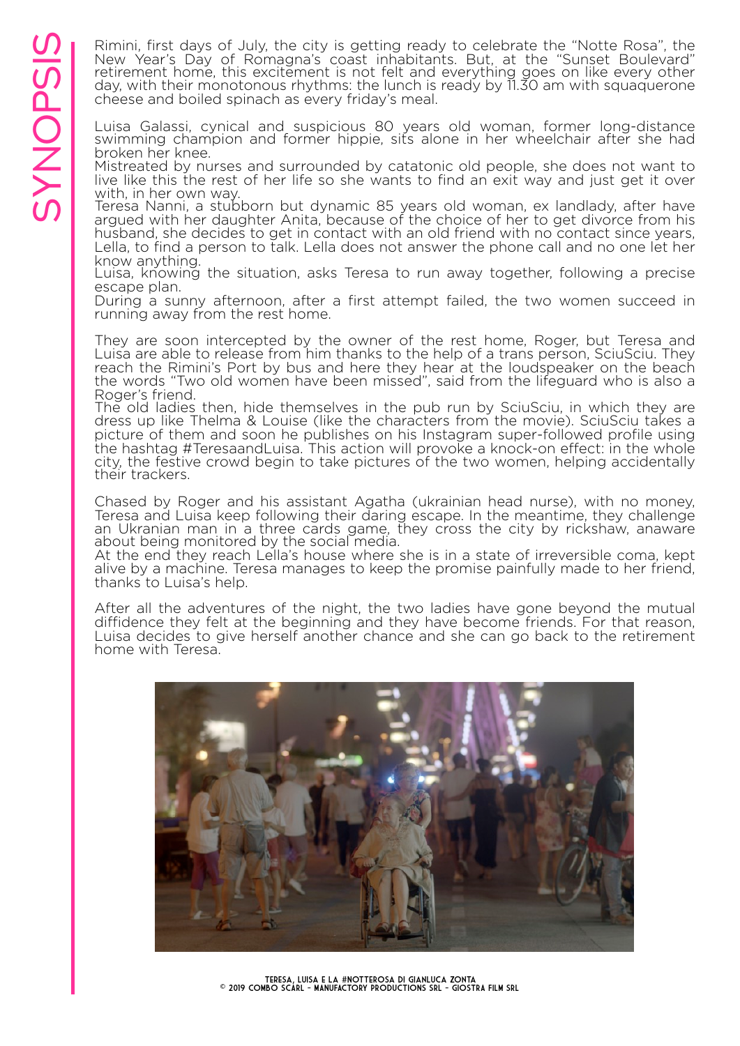# SYNOPSIS

Rimini, first days of July, the city is getting ready to celebrate the "Notte Rosa", the New Year's Day of Romagna's coast inhabitants. But, at the "Sunset Boulevard" retirement home, this excitement is not felt and everything goes on like every other day, with their monotonous rhythms: the lunch is ready by 11.30 am with squaquerone cheese and boiled spinach as every friday's meal.

Luisa Galassi, cynical and suspicious 80 years old woman, former long-distance swimming champion and former hippie, sits alone in her wheelchair after she had broken her knee.
Mistreated by nurses and surrounded by catatonic old people, she does not want to live like this the rest of her life so she wants to find an exit way and just get it over with, in her own way.
Teresa Nanni, a stubborn but dynamic 85 years old woman, ex landlady, after have argued with her daughter Anita, because of the choice of her to get divorce from his husband, she decides to get in contact with an old friend with no contact since years, Lella, to find a person to talk. Lella does not answer the phone call and no one let her know anything.
Luisa, knowing the situation, asks Teresa to run away together, following a precise escape plan.
During a sunny afternoon, after a first attempt failed, the two women succeed in running away from the rest home.

They are soon intercepted by the owner of the rest home, Roger, but Teresa and Luisa are able to release from him thanks to the help of a trans person, SciuSciu. They reach the Rimini's Port by bus and here they hear at the loudspeaker on the beach the words "Two old women have been missed", said from the lifeguard who is also a Roger's friend.
The old ladies then, hide themselves in the pub run by SciuSciu, in which they are dress up like Thelma & Louise (like the characters from the movie). SciuSciu takes a picture of them and soon he publishes on his Instagram super-followed profile using the hashtag #TeresaandLuisa. This action will provoke a knock-on effect: in the whole city, the festive crowd begin to take pictures of the two women, helping accidentally their trackers.

Chased by Roger and his assistant Agatha (ukrainian head nurse), with no money, Teresa and Luisa keep following their daring escape. In the meantime, they challenge an Ukranian man in a three cards game, they cross the city by rickshaw, anaware about being monitored by the social media.
At the end they reach Lella's house where she is in a state of irreversible coma, kept alive by a machine. Teresa manages to keep the promise painfully made to her friend, thanks to Luisa's help.

After all the adventures of the night, the two ladies have gone beyond the mutual diffidence they felt at the beginning and they have become friends. For that reason, Luisa decides to give herself another chance and she can go back to the retirement home with Teresa.

TERESA, LUISA E LA #NOTTEROSA DI GIANLUCA ZONTA
© 2019 COMBO SCARL - MANUFACTORY PRODUCTIONS SRL - GIOSTRA FILM SRL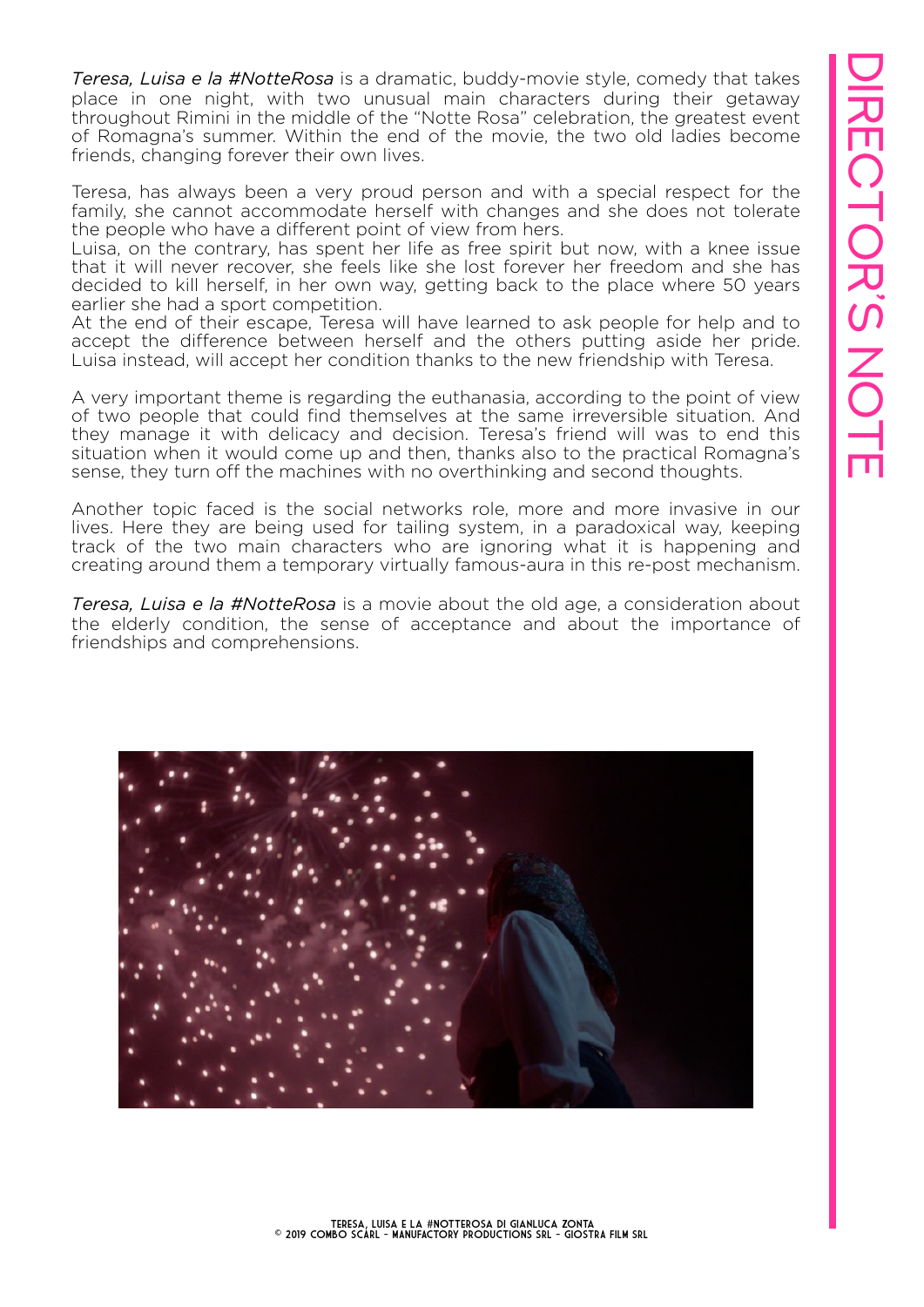# DIRECTOR'S NOTE

*Teresa, Luisa e la #NotteRosa* is a dramatic, buddy-movie style, comedy that takes place in one night, with two unusual main characters during their getaway throughout Rimini in the middle of the "Notte Rosa" celebration, the greatest event of Romagna's summer. Within the end of the movie, the two old ladies become friends, changing forever their own lives.

Teresa, has always been a very proud person and with a special respect for the family, she cannot accommodate herself with changes and she does not tolerate the people who have a different point of view from hers.
Luisa, on the contrary, has spent her life as free spirit but now, with a knee issue that it will never recover, she feels like she lost forever her freedom and she has decided to kill herself, in her own way, getting back to the place where 50 years earlier she had a sport competition.
At the end of their escape, Teresa will have learned to ask people for help and to accept the difference between herself and the others putting aside her pride. Luisa instead, will accept her condition thanks to the new friendship with Teresa.

A very important theme is regarding the euthanasia, according to the point of view of two people that could find themselves at the same irreversible situation. And they manage it with delicacy and decision. Teresa's friend will was to end this situation when it would come up and then, thanks also to the practical Romagna's sense, they turn off the machines with no overthinking and second thoughts.

Another topic faced is the social networks role, more and more invasive in our lives. Here they are being used for tailing system, in a paradoxical way, keeping track of the two main characters who are ignoring what it is happening and creating around them a temporary virtually famous-aura in this re-post mechanism.

*Teresa, Luisa e la #NotteRosa* is a movie about the old age, a consideration about the elderly condition, the sense of acceptance and about the importance of friendships and comprehensions.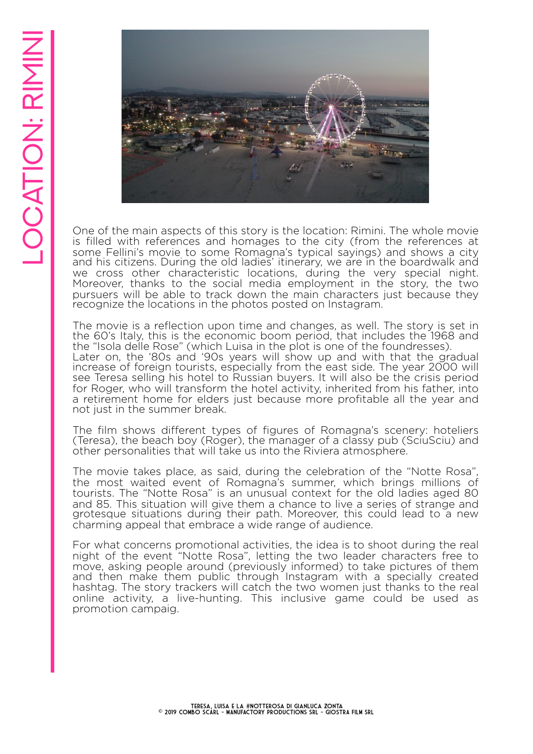# LOCATION: RIMINI

One of the main aspects of this story is the location: Rimini. The whole movie is filled with references and homages to the city (from the references at some Fellini's movie to some Romagna's typical sayings) and shows a city and his citizens. During the old ladies' itinerary, we are in the boardwalk and we cross other characteristic locations, during the very special night. Moreover, thanks to the social media employment in the story, the two pursuers will be able to track down the main characters just because they recognize the locations in the photos posted on Instagram.

The movie is a reflection upon time and changes, as well. The story is set in the 60's Italy, this is the economic boom period, that includes the 1968 and the "Isola delle Rose" (which Luisa in the plot is one of the foundresses).
Later on, the '80s and '90s years will show up and with that the gradual increase of foreign tourists, especially from the east side. The year 2000 will see Teresa selling his hotel to Russian buyers. It will also be the crisis period for Roger, who will transform the hotel activity, inherited from his father, into a retirement home for elders just because more profitable all the year and not just in the summer break.

The film shows different types of figures of Romagna's scenery: hoteliers (Teresa), the beach boy (Roger), the manager of a classy pub (SciuSciu) and other personalities that will take us into the Riviera atmosphere.

The movie takes place, as said, during the celebration of the "Notte Rosa", the most waited event of Romagna's summer, which brings millions of tourists. The "Notte Rosa" is an unusual context for the old ladies aged 80 and 85. This situation will give them a chance to live a series of strange and grotesque situations during their path. Moreover, this could lead to a new charming appeal that embrace a wide range of audience.

For what concerns promotional activities, the idea is to shoot during the real night of the event "Notte Rosa", letting the two leader characters free to move, asking people around (previously informed) to take pictures of them and then make them public through Instagram with a specially created hashtag. The story trackers will catch the two women just thanks to the real online activity, a live-hunting. This inclusive game could be used as promotion campaig.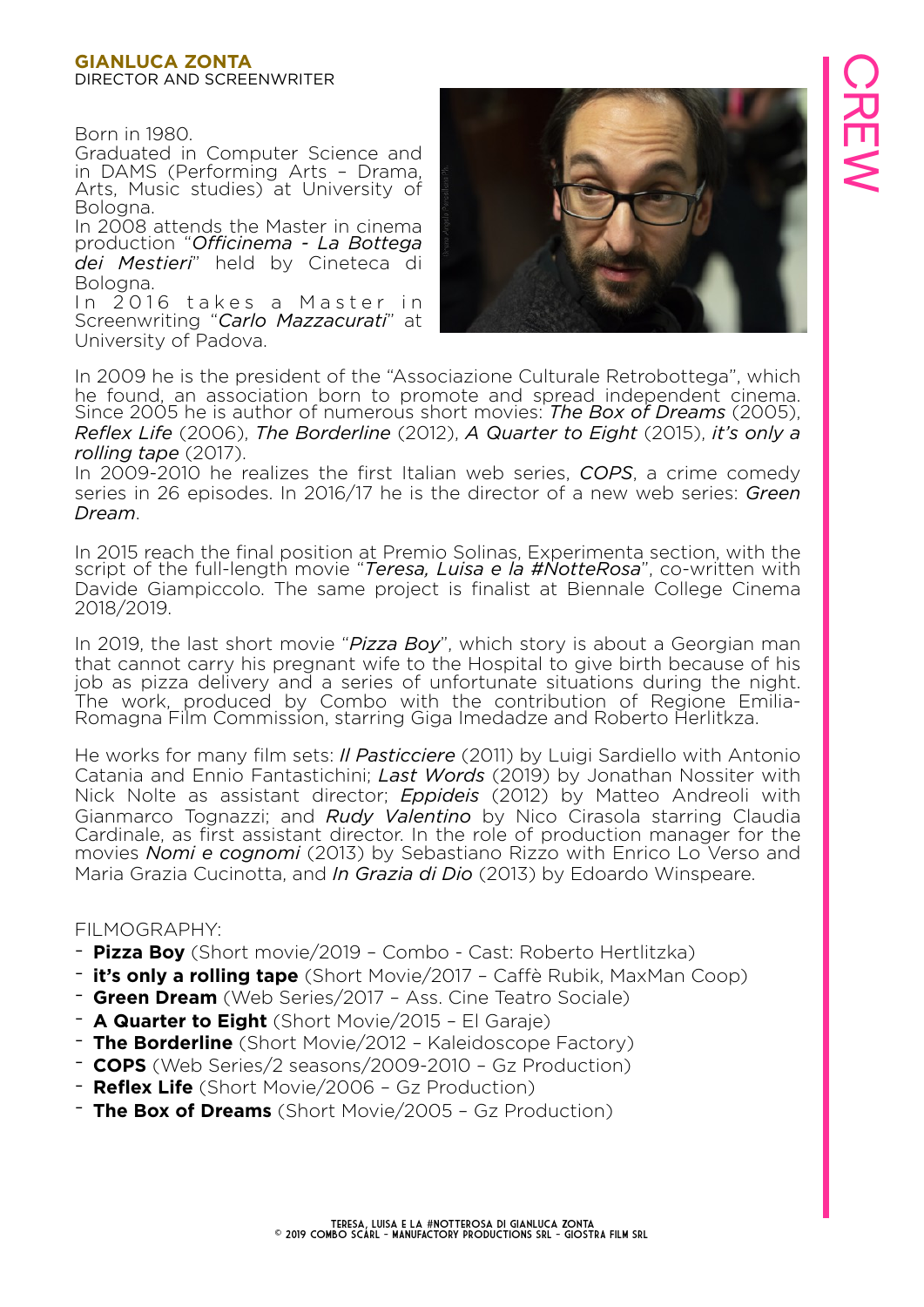## GIANLUCA ZONTA

DIRECTOR AND SCREENWRITER

CREW

Born in 1980.
Graduated in Computer Science and in DAMS (Performing Arts – Drama, Arts, Music studies) at University of Bologna.
In 2008 attends the Master in cinema production "*Officinema - La Bottega dei Mestieri*" held by Cineteca di Bologna.
In 2016 takes a Master in Screenwriting "*Carlo Mazzacurati*" at University of Padova.

In 2009 he is the president of the "Associazione Culturale Retrobottega", which he found, an association born to promote and spread independent cinema. Since 2005 he is author of numerous short movies: *The Box of Dreams* (2005), *Reflex Life* (2006), *The Borderline* (2012), *A Quarter to Eight* (2015), *it's only a rolling tape* (2017).
In 2009-2010 he realizes the first Italian web series, *COPS*, a crime comedy series in 26 episodes. In 2016/17 he is the director of a new web series: *Green Dream*.

In 2015 reach the final position at Premio Solinas, Experimenta section, with the script of the full-length movie "*Teresa, Luisa e la #NotteRosa*", co-written with Davide Giampiccolo. The same project is finalist at Biennale College Cinema 2018/2019.

In 2019, the last short movie "*Pizza Boy*", which story is about a Georgian man that cannot carry his pregnant wife to the Hospital to give birth because of his job as pizza delivery and a series of unfortunate situations during the night. The work, produced by Combo with the contribution of Regione Emilia-Romagna Film Commission, starring Giga Imedadze and Roberto Herlitkza.

He works for many film sets: *Il Pasticciere* (2011) by Luigi Sardiello with Antonio Catania and Ennio Fantastichini; *Last Words* (2019) by Jonathan Nossiter with Nick Nolte as assistant director; *Eppideis* (2012) by Matteo Andreoli with Gianmarco Tognazzi; and *Rudy Valentino* by Nico Cirasola starring Claudia Cardinale, as first assistant director. In the role of production manager for the movies *Nomi e cognomi* (2013) by Sebastiano Rizzo with Enrico Lo Verso and Maria Grazia Cucinotta, and *In Grazia di Dio* (2013) by Edoardo Winspeare.

FILMOGRAPHY:

- **Pizza Boy** (Short movie/2019 – Combo - Cast: Roberto Hertlitzka)
- **it's only a rolling tape** (Short Movie/2017 – Caffè Rubik, MaxMan Coop)
- **Green Dream** (Web Series/2017 – Ass. Cine Teatro Sociale)
- **A Quarter to Eight** (Short Movie/2015 – El Garaje)
- **The Borderline** (Short Movie/2012 – Kaleidoscope Factory)
- **COPS** (Web Series/2 seasons/2009-2010 – Gz Production)
- **Reflex Life** (Short Movie/2006 – Gz Production)
- **The Box of Dreams** (Short Movie/2005 – Gz Production)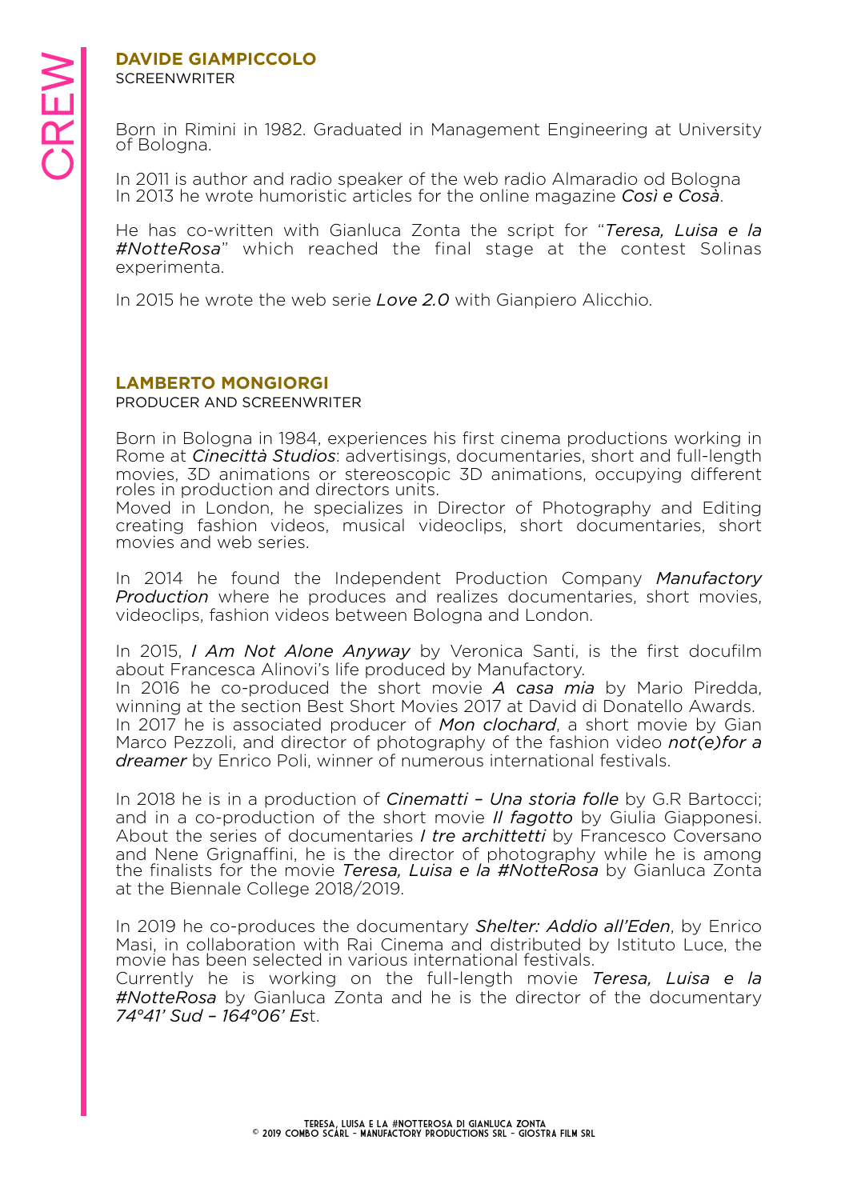# CREW

## DAVIDE GIAMPICCOLO

SCREENWRITER

Born in Rimini in 1982. Graduated in Management Engineering at University of Bologna.

In 2011 is author and radio speaker of the web radio Almaradio od Bologna
In 2013 he wrote humoristic articles for the online magazine *Così e Cosà*.

He has co-written with Gianluca Zonta the script for "*Teresa, Luisa e la #NotteRosa*" which reached the final stage at the contest Solinas experimenta.

In 2015 he wrote the web serie *Love 2.0* with Gianpiero Alicchio.

## LAMBERTO MONGIORGI

PRODUCER AND SCREENWRITER

Born in Bologna in 1984, experiences his first cinema productions working in Rome at *Cinecittà Studios*: advertisings, documentaries, short and full-length movies, 3D animations or stereoscopic 3D animations, occupying different roles in production and directors units.
Moved in London, he specializes in Director of Photography and Editing creating fashion videos, musical videoclips, short documentaries, short movies and web series.

In 2014 he found the Independent Production Company *Manufactory Production* where he produces and realizes documentaries, short movies, videoclips, fashion videos between Bologna and London.

In 2015, *I Am Not Alone Anyway* by Veronica Santi, is the first docufilm about Francesca Alinovi's life produced by Manufactory.
In 2016 he co-produced the short movie *A casa mia* by Mario Piredda, winning at the section Best Short Movies 2017 at David di Donatello Awards.
In 2017 he is associated producer of *Mon clochard*, a short movie by Gian Marco Pezzoli, and director of photography of the fashion video *not(e)for a dreamer* by Enrico Poli, winner of numerous international festivals.

In 2018 he is in a production of *Cinematti – Una storia folle* by G.R Bartocci; and in a co-production of the short movie *Il fagotto* by Giulia Giapponesi. About the series of documentaries *I tre archittetti* by Francesco Coversano and Nene Grignaffini, he is the director of photography while he is among the finalists for the movie *Teresa, Luisa e la #NotteRosa* by Gianluca Zonta at the Biennale College 2018/2019.

In 2019 he co-produces the documentary *Shelter: Addio all'Eden*, by Enrico Masi, in collaboration with Rai Cinema and distributed by Istituto Luce, the movie has been selected in various international festivals.
Currently he is working on the full-length movie *Teresa, Luisa e la #NotteRosa* by Gianluca Zonta and he is the director of the documentary *74°41' Sud – 164°06' Es*t.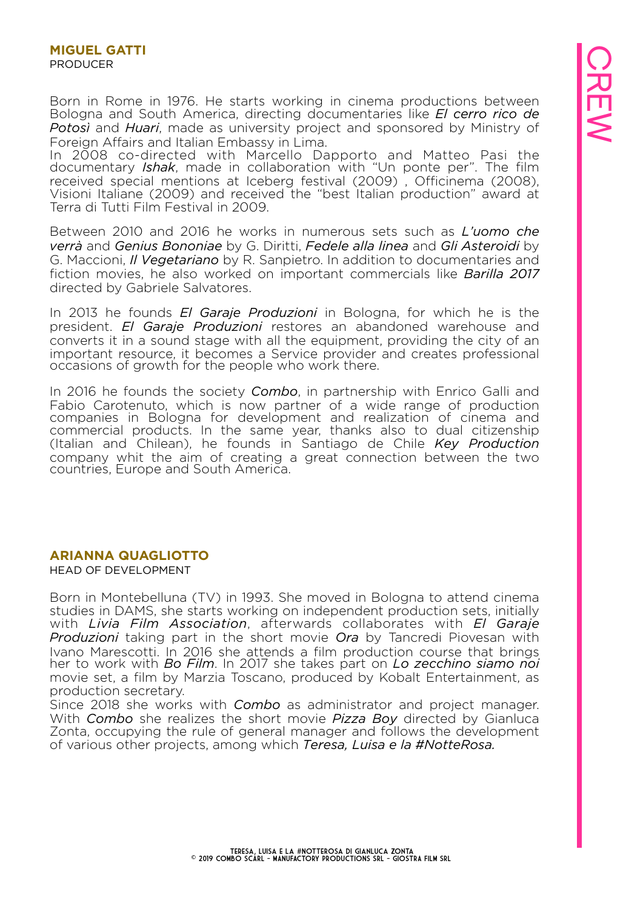## MIGUEL GATTI

PRODUCER

Born in Rome in 1976. He starts working in cinema productions between Bologna and South America, directing documentaries like *El cerro rico de Potosì* and *Huari*, made as university project and sponsored by Ministry of Foreign Affairs and Italian Embassy in Lima.
In 2008 co-directed with Marcello Dapporto and Matteo Pasi the documentary *Ishak*, made in collaboration with "Un ponte per". The film received special mentions at Iceberg festival (2009) , Officinema (2008), Visioni Italiane (2009) and received the "best Italian production" award at Terra di Tutti Film Festival in 2009.

Between 2010 and 2016 he works in numerous sets such as *L'uomo che verrà* and *Genius Bononiae* by G. Diritti, *Fedele alla linea* and *Gli Asteroidi* by G. Maccioni, *Il Vegetariano* by R. Sanpietro. In addition to documentaries and fiction movies, he also worked on important commercials like *Barilla 2017* directed by Gabriele Salvatores.

In 2013 he founds *El Garaje Produzioni* in Bologna, for which he is the president. *El Garaje Produzioni* restores an abandoned warehouse and converts it in a sound stage with all the equipment, providing the city of an important resource, it becomes a Service provider and creates professional occasions of growth for the people who work there.

In 2016 he founds the society *Combo*, in partnership with Enrico Galli and Fabio Carotenuto, which is now partner of a wide range of production companies in Bologna for development and realization of cinema and commercial products. In the same year, thanks also to dual citizenship (Italian and Chilean), he founds in Santiago de Chile *Key Production* company whit the aim of creating a great connection between the two countries, Europe and South America.

## ARIANNA QUAGLIOTTO

HEAD OF DEVELOPMENT

Born in Montebelluna (TV) in 1993. She moved in Bologna to attend cinema studies in DAMS, she starts working on independent production sets, initially with *Livia Film Association*, afterwards collaborates with *El Garaje Produzioni* taking part in the short movie *Ora* by Tancredi Piovesan with Ivano Marescotti. In 2016 she attends a film production course that brings her to work with *Bo Film*. In 2017 she takes part on *Lo zecchino siamo noi* movie set, a film by Marzia Toscano, produced by Kobalt Entertainment, as production secretary.
Since 2018 she works with *Combo* as administrator and project manager. With *Combo* she realizes the short movie *Pizza Boy* directed by Gianluca Zonta, occupying the rule of general manager and follows the development of various other projects, among which *Teresa, Luisa e la #NotteRosa.*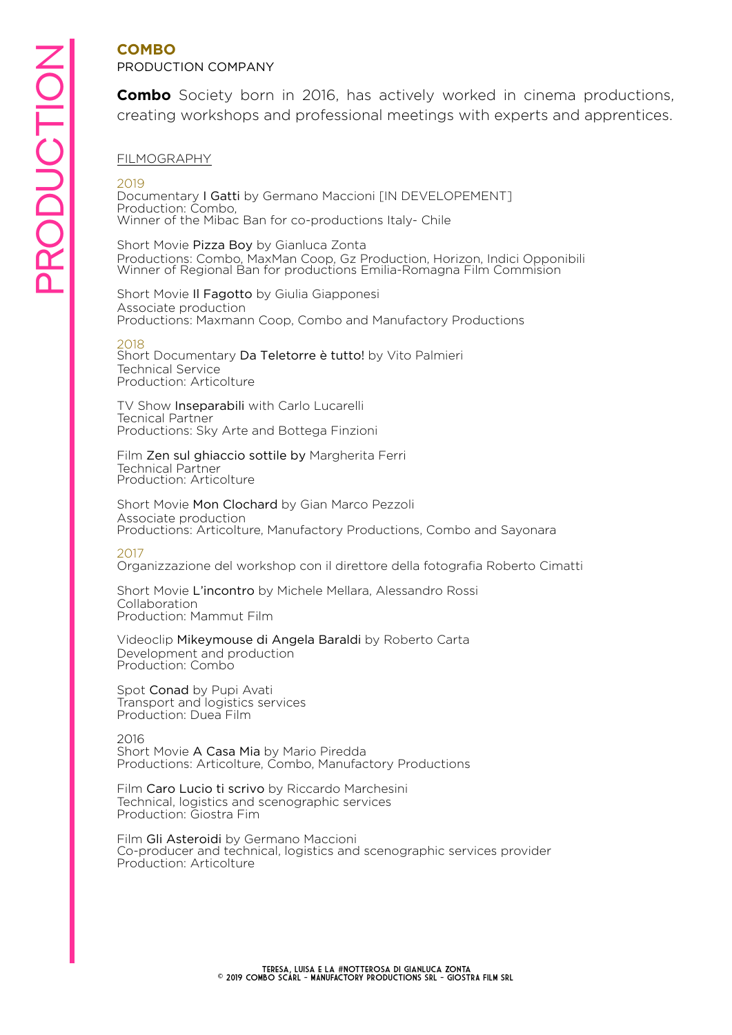PRODUCTION

## COMBO

PRODUCTION COMPANY

**Combo** Society born in 2016, has actively worked in cinema productions, creating workshops and professional meetings with experts and apprentices.

### FILMOGRAPHY

2019

Documentary I Gatti by Germano Maccioni [IN DEVELOPEMENT]
Production: Combo,
Winner of the Mibac Ban for co-productions Italy- Chile

Short Movie Pizza Boy by Gianluca Zonta
Productions: Combo, MaxMan Coop, Gz Production, Horizon, Indici Opponibili
Winner of Regional Ban for productions Emilia-Romagna Film Commision

Short Movie Il Fagotto by Giulia Giapponesi
Associate production
Productions: Maxmann Coop, Combo and Manufactory Productions

2018

Short Documentary Da Teletorre è tutto! by Vito Palmieri
Technical Service
Production: Articolture

TV Show Inseparabili with Carlo Lucarelli
Tecnical Partner
Productions: Sky Arte and Bottega Finzioni

Film Zen sul ghiaccio sottile by Margherita Ferri
Technical Partner
Production: Articolture

Short Movie Mon Clochard by Gian Marco Pezzoli
Associate production
Productions: Articolture, Manufactory Productions, Combo and Sayonara

2017

Organizzazione del workshop con il direttore della fotografia Roberto Cimatti

Short Movie L'incontro by Michele Mellara, Alessandro Rossi
Collaboration
Production: Mammut Film

Videoclip Mikeymouse di Angela Baraldi by Roberto Carta
Development and production
Production: Combo

Spot Conad by Pupi Avati
Transport and logistics services
Production: Duea Film

2016

Short Movie A Casa Mia by Mario Piredda
Productions: Articolture, Combo, Manufactory Productions

Film Caro Lucio ti scrivo by Riccardo Marchesini
Technical, logistics and scenographic services
Production: Giostra Fim

Film Gli Asteroidi by Germano Maccioni
Co-producer and technical, logistics and scenographic services provider
Production: Articolture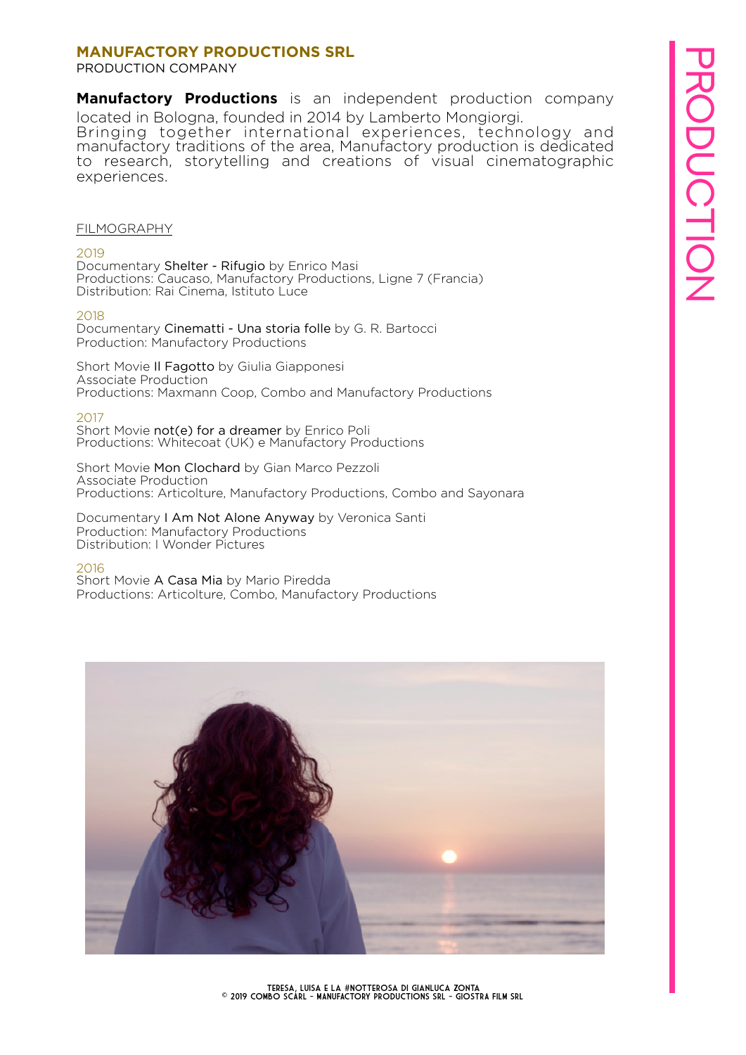## MANUFACTORY PRODUCTIONS SRL

PRODUCTION COMPANY

**Manufactory Productions** is an independent production company located in Bologna, founded in 2014 by Lamberto Mongiorgi.
Bringing together international experiences, technology and manufactory traditions of the area, Manufactory production is dedicated to research, storytelling and creations of visual cinematographic experiences.

FILMOGRAPHY

2019
Documentary Shelter - Rifugio by Enrico Masi
Productions: Caucaso, Manufactory Productions, Ligne 7 (Francia)
Distribution: Rai Cinema, Istituto Luce

2018
Documentary Cinematti - Una storia folle by G. R. Bartocci
Production: Manufactory Productions

Short Movie Il Fagotto by Giulia Giapponesi
Associate Production
Productions: Maxmann Coop, Combo and Manufactory Productions

2017
Short Movie not(e) for a dreamer by Enrico Poli
Productions: Whitecoat (UK) e Manufactory Productions

Short Movie Mon Clochard by Gian Marco Pezzoli
Associate Production
Productions: Articolture, Manufactory Productions, Combo and Sayonara

Documentary I Am Not Alone Anyway by Veronica Santi
Production: Manufactory Productions
Distribution: I Wonder Pictures

2016
Short Movie A Casa Mia by Mario Piredda
Productions: Articolture, Combo, Manufactory Productions

TERESA, LUISA E LA #NOTTEROSA DI GIANLUCA ZONTA
© 2019 COMBO SCARL - MANUFACTORY PRODUCTIONS SRL - GIOSTRA FILM SRL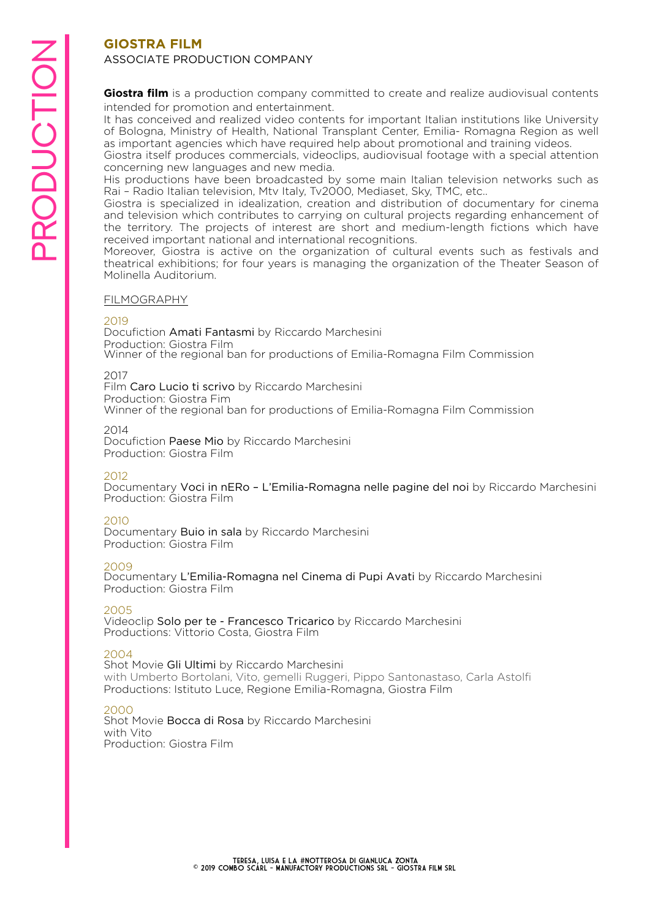## GIOSTRA FILM

ASSOCIATE PRODUCTION COMPANY

**Giostra film** is a production company committed to create and realize audiovisual contents intended for promotion and entertainment.
It has conceived and realized video contents for important Italian institutions like University of Bologna, Ministry of Health, National Transplant Center, Emilia- Romagna Region as well as important agencies which have required help about promotional and training videos.
Giostra itself produces commercials, videoclips, audiovisual footage with a special attention concerning new languages and new media.
His productions have been broadcasted by some main Italian television networks such as Rai – Radio Italian television, Mtv Italy, Tv2000, Mediaset, Sky, TMC, etc..
Giostra is specialized in idealization, creation and distribution of documentary for cinema and television which contributes to carrying on cultural projects regarding enhancement of the territory. The projects of interest are short and medium-length fictions which have received important national and international recognitions.
Moreover, Giostra is active on the organization of cultural events such as festivals and theatrical exhibitions; for four years is managing the organization of the Theater Season of Molinella Auditorium.

FILMOGRAPHY

2019
Docufiction Amati Fantasmi by Riccardo Marchesini
Production: Giostra Film
Winner of the regional ban for productions of Emilia-Romagna Film Commission

2017
Film Caro Lucio ti scrivo by Riccardo Marchesini
Production: Giostra Fim
Winner of the regional ban for productions of Emilia-Romagna Film Commission

2014
Docufiction Paese Mio by Riccardo Marchesini
Production: Giostra Film

2012
Documentary Voci in nERo – L'Emilia-Romagna nelle pagine del noi by Riccardo Marchesini
Production: Giostra Film

2010
Documentary Buio in sala by Riccardo Marchesini
Production: Giostra Film

2009
Documentary L'Emilia-Romagna nel Cinema di Pupi Avati by Riccardo Marchesini
Production: Giostra Film

2005
Videoclip Solo per te - Francesco Tricarico by Riccardo Marchesini
Productions: Vittorio Costa, Giostra Film

2004
Shot Movie Gli Ultimi by Riccardo Marchesini
with Umberto Bortolani, Vito, gemelli Ruggeri, Pippo Santonastaso, Carla Astolfi
Productions: Istituto Luce, Regione Emilia-Romagna, Giostra Film

2000
Shot Movie Bocca di Rosa by Riccardo Marchesini
with Vito
Production: Giostra Film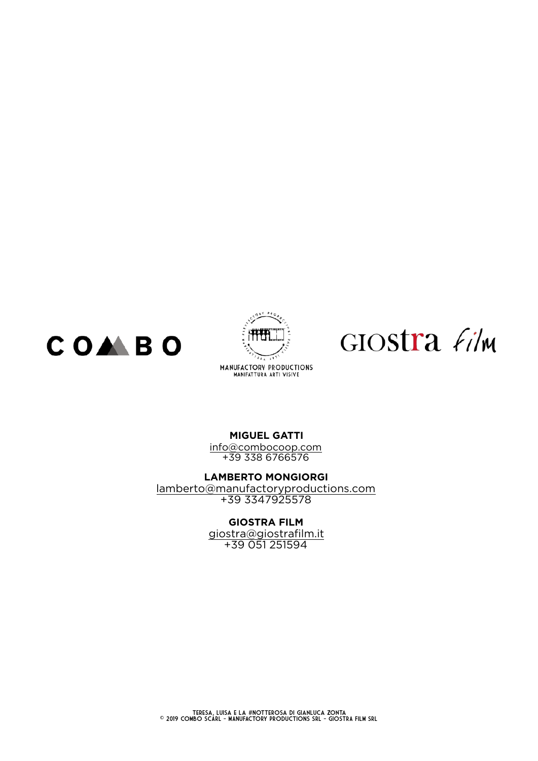COMBO

MANUFACTORY PRODUCTIONS
MANIFATTURA ARTI VISIVE

GIOSTRA film

**MIGUEL GATTI**
info@combocoop.com
+39 338 6766576

**LAMBERTO MONGIORGI**
lamberto@manufactoryproductions.com
+39 3347925578

**GIOSTRA FILM**
giostra@giostrafilm.it
+39 051 251594

TERESA, LUISA E LA #NOTTEROSA DI GIANLUCA ZONTA
© 2019 COMBO SCARL - MANUFACTORY PRODUCTIONS SRL - GIOSTRA FILM SRL